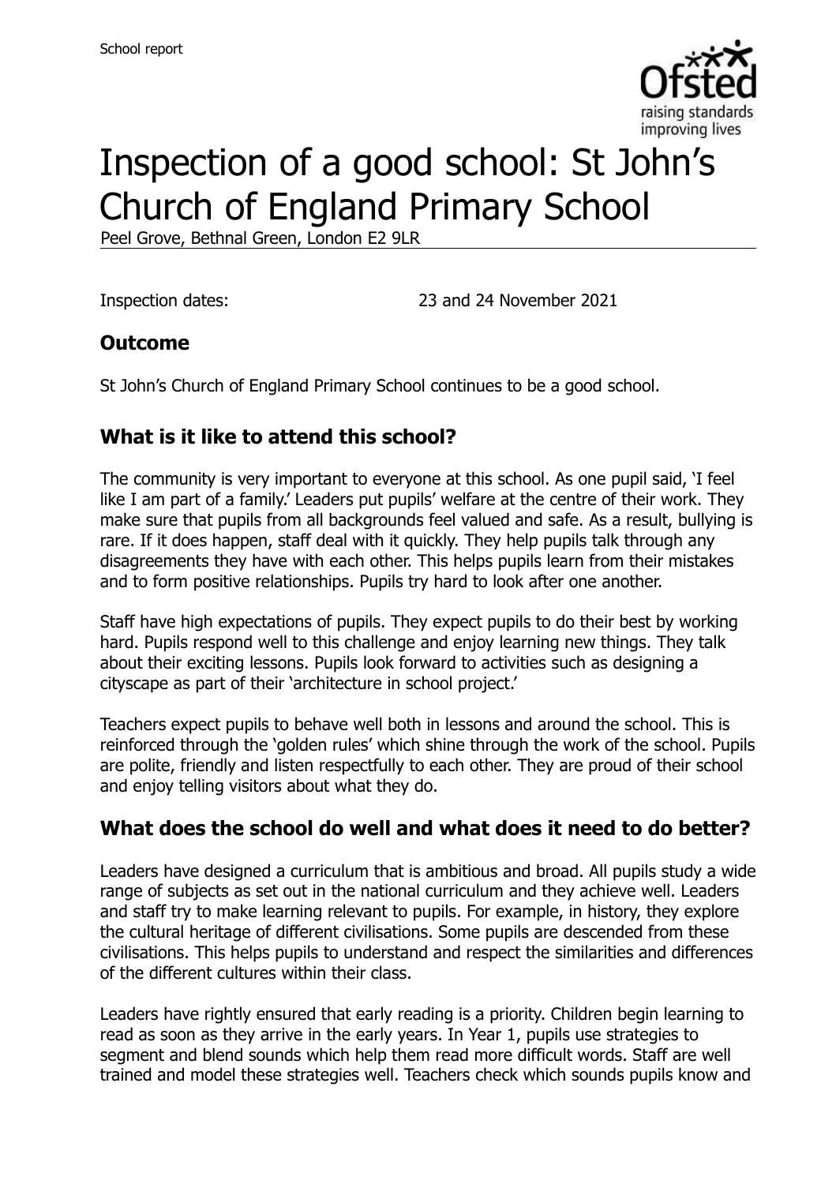# Inspection of a good school: St John's Church of England Primary School

Peel Grove, Bethnal Green, London E2 9LR

Inspection dates: 23 and 24 November 2021

## Outcome

St John's Church of England Primary School continues to be a good school.

## What is it like to attend this school?

The community is very important to everyone at this school. As one pupil said, 'I feel like I am part of a family.' Leaders put pupils' welfare at the centre of their work. They make sure that pupils from all backgrounds feel valued and safe. As a result, bullying is rare. If it does happen, staff deal with it quickly. They help pupils talk through any disagreements they have with each other. This helps pupils learn from their mistakes and to form positive relationships. Pupils try hard to look after one another.

Staff have high expectations of pupils. They expect pupils to do their best by working hard. Pupils respond well to this challenge and enjoy learning new things. They talk about their exciting lessons. Pupils look forward to activities such as designing a cityscape as part of their 'architecture in school project.'

Teachers expect pupils to behave well both in lessons and around the school. This is reinforced through the 'golden rules' which shine through the work of the school. Pupils are polite, friendly and listen respectfully to each other. They are proud of their school and enjoy telling visitors about what they do.

## What does the school do well and what does it need to do better?

Leaders have designed a curriculum that is ambitious and broad. All pupils study a wide range of subjects as set out in the national curriculum and they achieve well. Leaders and staff try to make learning relevant to pupils. For example, in history, they explore the cultural heritage of different civilisations. Some pupils are descended from these civilisations. This helps pupils to understand and respect the similarities and differences of the different cultures within their class.

Leaders have rightly ensured that early reading is a priority. Children begin learning to read as soon as they arrive in the early years. In Year 1, pupils use strategies to segment and blend sounds which help them read more difficult words. Staff are well trained and model these strategies well. Teachers check which sounds pupils know and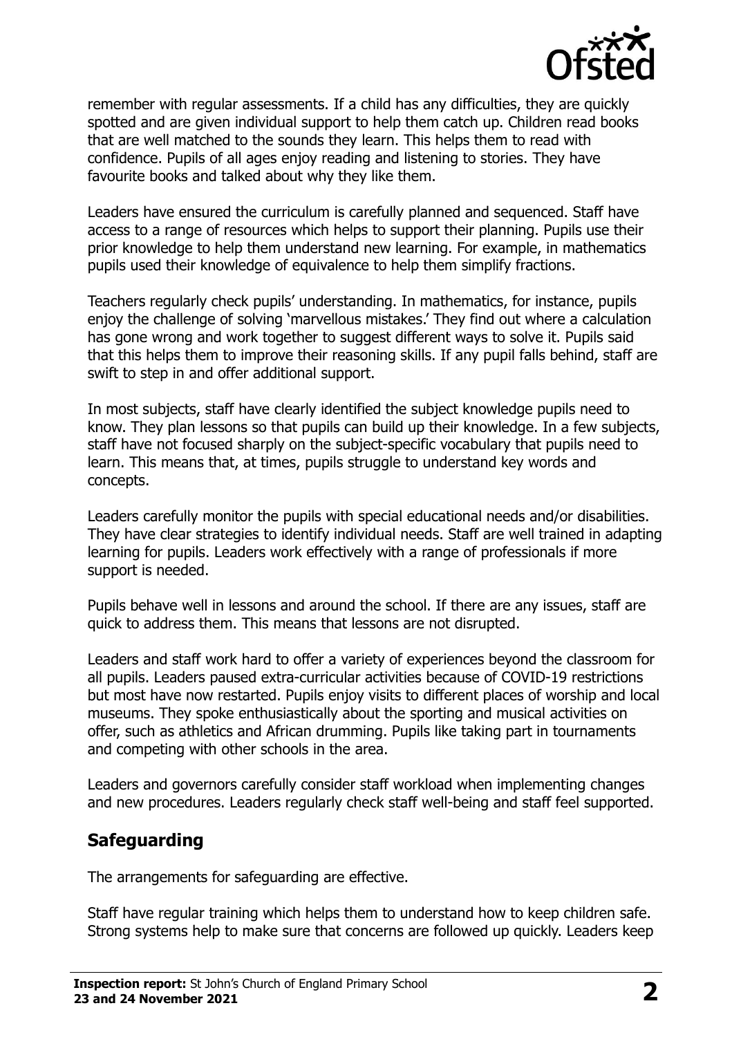remember with regular assessments. If a child has any difficulties, they are quickly spotted and are given individual support to help them catch up. Children read books that are well matched to the sounds they learn. This helps them to read with confidence. Pupils of all ages enjoy reading and listening to stories. They have favourite books and talked about why they like them.

Leaders have ensured the curriculum is carefully planned and sequenced. Staff have access to a range of resources which helps to support their planning. Pupils use their prior knowledge to help them understand new learning. For example, in mathematics pupils used their knowledge of equivalence to help them simplify fractions.

Teachers regularly check pupils' understanding. In mathematics, for instance, pupils enjoy the challenge of solving 'marvellous mistakes.' They find out where a calculation has gone wrong and work together to suggest different ways to solve it. Pupils said that this helps them to improve their reasoning skills. If any pupil falls behind, staff are swift to step in and offer additional support.

In most subjects, staff have clearly identified the subject knowledge pupils need to know. They plan lessons so that pupils can build up their knowledge. In a few subjects, staff have not focused sharply on the subject-specific vocabulary that pupils need to learn. This means that, at times, pupils struggle to understand key words and concepts.

Leaders carefully monitor the pupils with special educational needs and/or disabilities. They have clear strategies to identify individual needs. Staff are well trained in adapting learning for pupils. Leaders work effectively with a range of professionals if more support is needed.

Pupils behave well in lessons and around the school. If there are any issues, staff are quick to address them. This means that lessons are not disrupted.

Leaders and staff work hard to offer a variety of experiences beyond the classroom for all pupils. Leaders paused extra-curricular activities because of COVID-19 restrictions but most have now restarted. Pupils enjoy visits to different places of worship and local museums. They spoke enthusiastically about the sporting and musical activities on offer, such as athletics and African drumming. Pupils like taking part in tournaments and competing with other schools in the area.

Leaders and governors carefully consider staff workload when implementing changes and new procedures. Leaders regularly check staff well-being and staff feel supported.

## Safeguarding

The arrangements for safeguarding are effective.

Staff have regular training which helps them to understand how to keep children safe. Strong systems help to make sure that concerns are followed up quickly. Leaders keep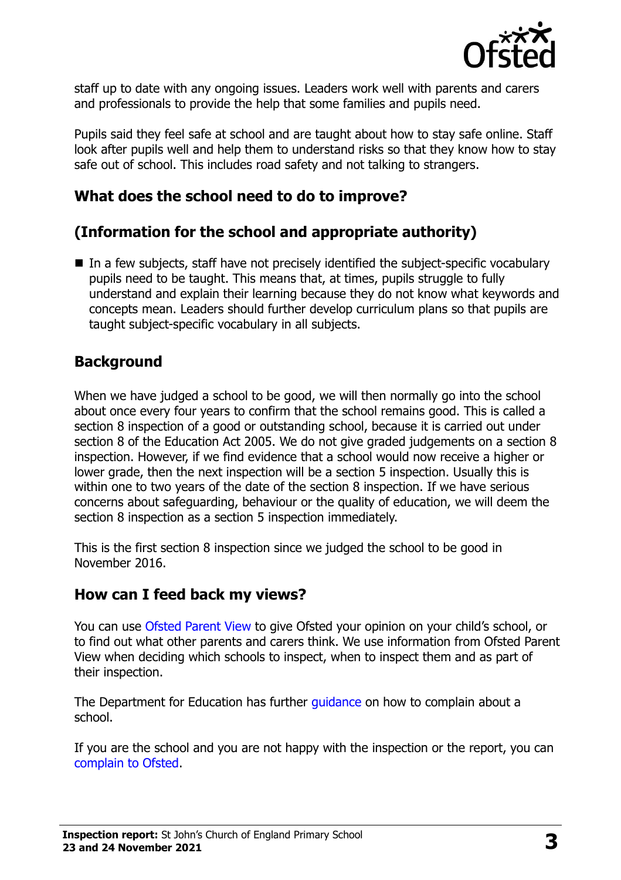staff up to date with any ongoing issues. Leaders work well with parents and carers and professionals to provide the help that some families and pupils need.

Pupils said they feel safe at school and are taught about how to stay safe online. Staff look after pupils well and help them to understand risks so that they know how to stay safe out of school. This includes road safety and not talking to strangers.

## What does the school need to do to improve?

## (Information for the school and appropriate authority)

- In a few subjects, staff have not precisely identified the subject-specific vocabulary pupils need to be taught. This means that, at times, pupils struggle to fully understand and explain their learning because they do not know what keywords and concepts mean. Leaders should further develop curriculum plans so that pupils are taught subject-specific vocabulary in all subjects.

## Background

When we have judged a school to be good, we will then normally go into the school about once every four years to confirm that the school remains good. This is called a section 8 inspection of a good or outstanding school, because it is carried out under section 8 of the Education Act 2005. We do not give graded judgements on a section 8 inspection. However, if we find evidence that a school would now receive a higher or lower grade, then the next inspection will be a section 5 inspection. Usually this is within one to two years of the date of the section 8 inspection. If we have serious concerns about safeguarding, behaviour or the quality of education, we will deem the section 8 inspection as a section 5 inspection immediately.

This is the first section 8 inspection since we judged the school to be good in November 2016.

## How can I feed back my views?

You can use Ofsted Parent View to give Ofsted your opinion on your child's school, or to find out what other parents and carers think. We use information from Ofsted Parent View when deciding which schools to inspect, when to inspect them and as part of their inspection.

The Department for Education has further guidance on how to complain about a school.

If you are the school and you are not happy with the inspection or the report, you can complain to Ofsted.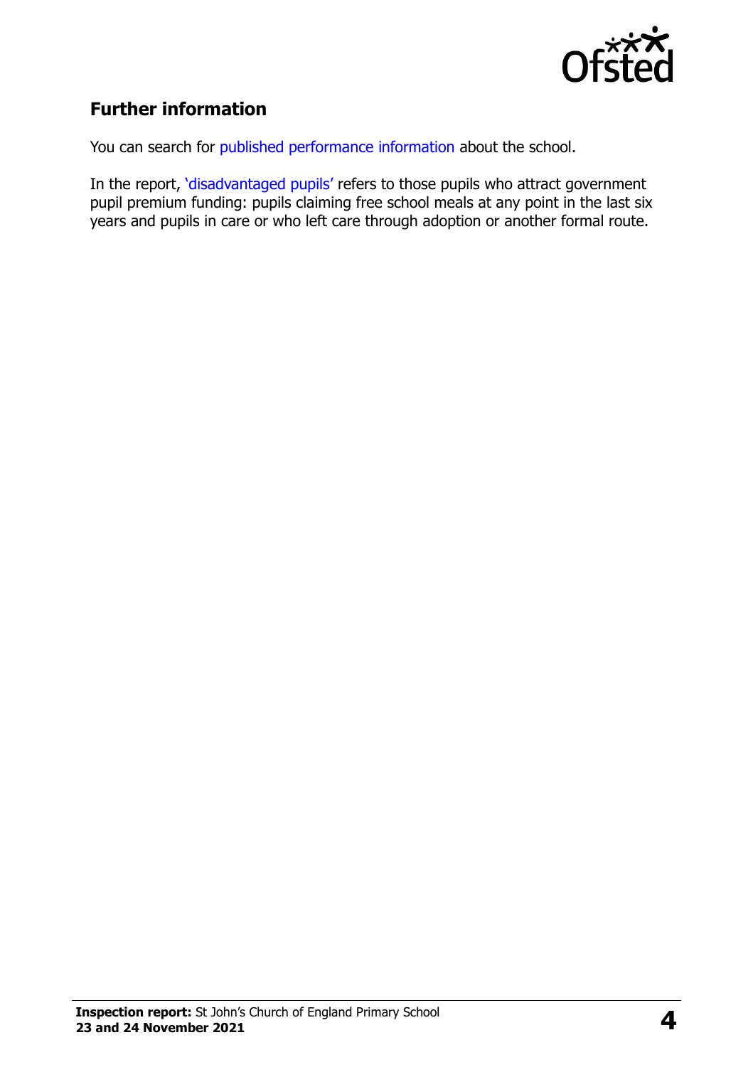## Further information

You can search for published performance information about the school.

In the report, 'disadvantaged pupils' refers to those pupils who attract government pupil premium funding: pupils claiming free school meals at any point in the last six years and pupils in care or who left care through adoption or another formal route.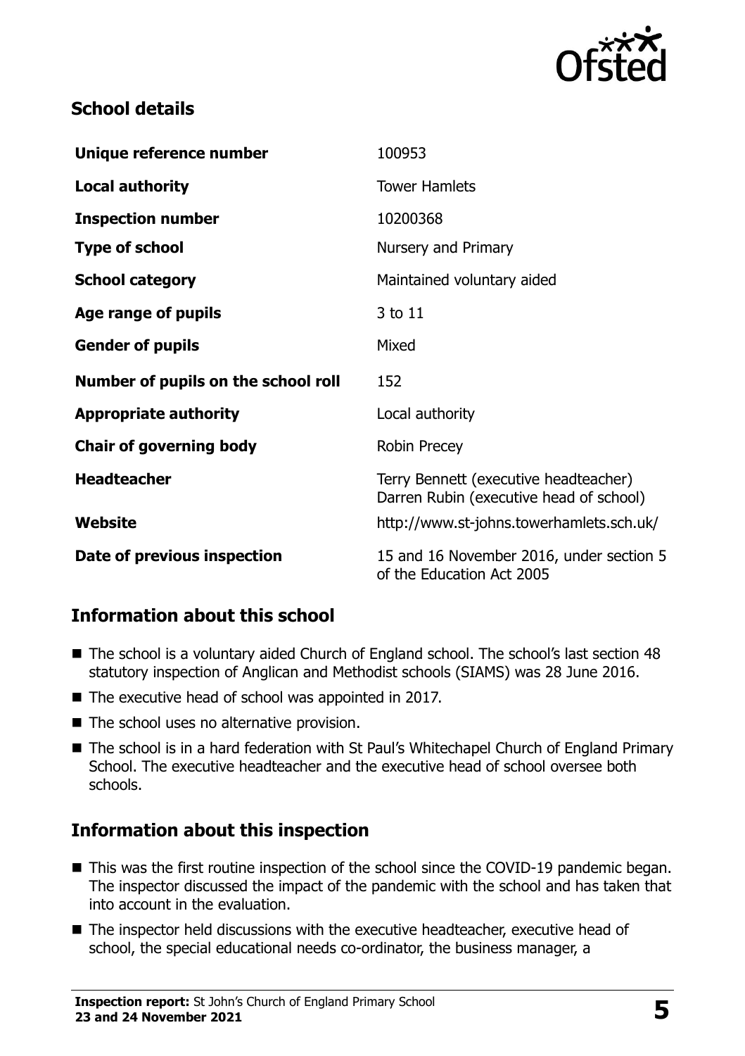## School details

| | |
|---|---|
| **Unique reference number** | 100953 |
| **Local authority** | Tower Hamlets |
| **Inspection number** | 10200368 |
| **Type of school** | Nursery and Primary |
| **School category** | Maintained voluntary aided |
| **Age range of pupils** | 3 to 11 |
| **Gender of pupils** | Mixed |
| **Number of pupils on the school roll** | 152 |
| **Appropriate authority** | Local authority |
| **Chair of governing body** | Robin Precey |
| **Headteacher** | Terry Bennett (executive headteacher) Darren Rubin (executive head of school) |
| **Website** | http://www.st-johns.towerhamlets.sch.uk/ |
| **Date of previous inspection** | 15 and 16 November 2016, under section 5 of the Education Act 2005 |

## Information about this school

- The school is a voluntary aided Church of England school. The school's last section 48 statutory inspection of Anglican and Methodist schools (SIAMS) was 28 June 2016.
- The executive head of school was appointed in 2017.
- The school uses no alternative provision.
- The school is in a hard federation with St Paul's Whitechapel Church of England Primary School. The executive headteacher and the executive head of school oversee both schools.

## Information about this inspection

- This was the first routine inspection of the school since the COVID-19 pandemic began. The inspector discussed the impact of the pandemic with the school and has taken that into account in the evaluation.
- The inspector held discussions with the executive headteacher, executive head of school, the special educational needs co-ordinator, the business manager, a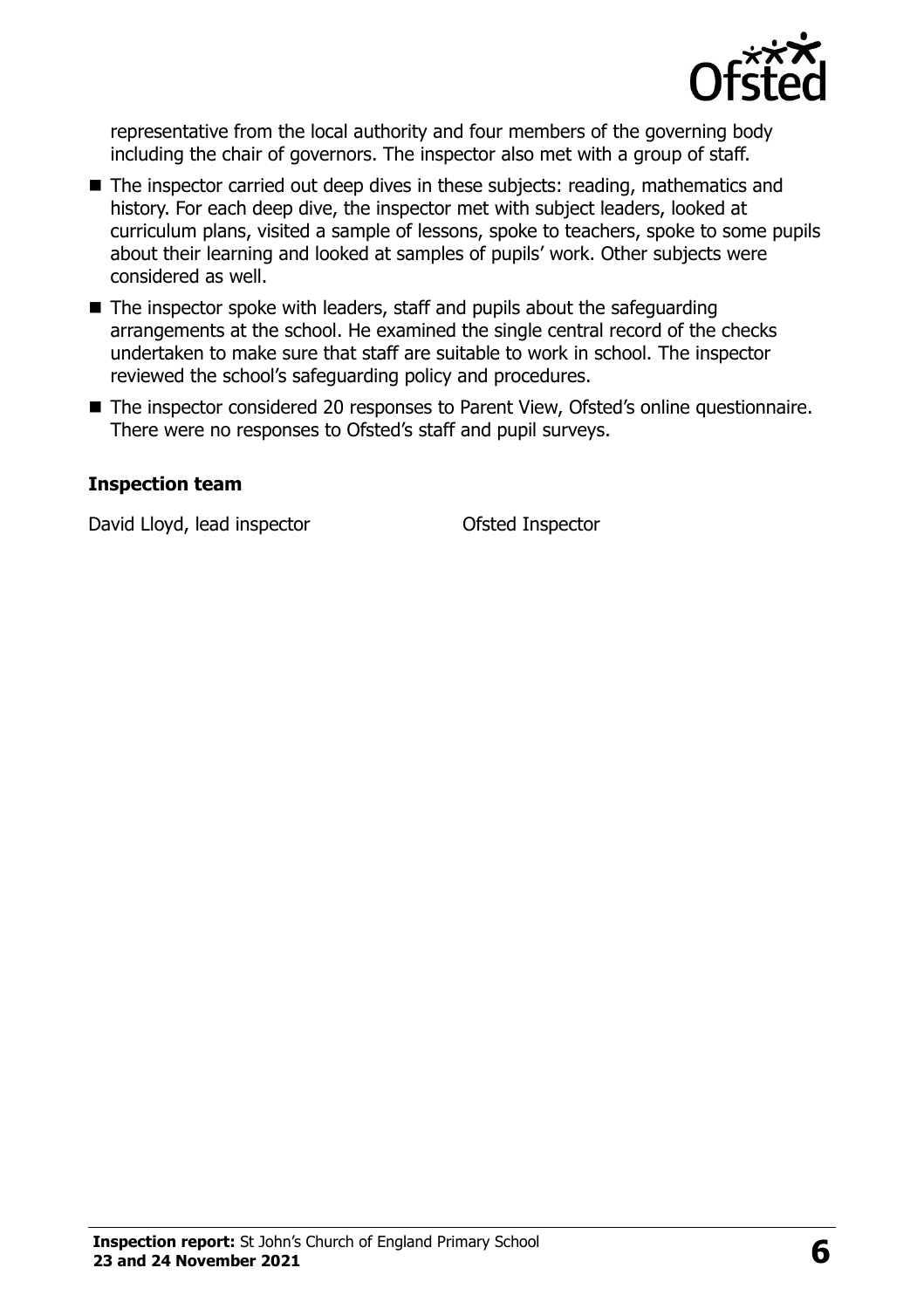representative from the local authority and four members of the governing body including the chair of governors. The inspector also met with a group of staff.

- The inspector carried out deep dives in these subjects: reading, mathematics and history. For each deep dive, the inspector met with subject leaders, looked at curriculum plans, visited a sample of lessons, spoke to teachers, spoke to some pupils about their learning and looked at samples of pupils' work. Other subjects were considered as well.
- The inspector spoke with leaders, staff and pupils about the safeguarding arrangements at the school. He examined the single central record of the checks undertaken to make sure that staff are suitable to work in school. The inspector reviewed the school's safeguarding policy and procedures.
- The inspector considered 20 responses to Parent View, Ofsted's online questionnaire. There were no responses to Ofsted's staff and pupil surveys.

### Inspection team

| | |
|---|---|
| David Lloyd, lead inspector | Ofsted Inspector |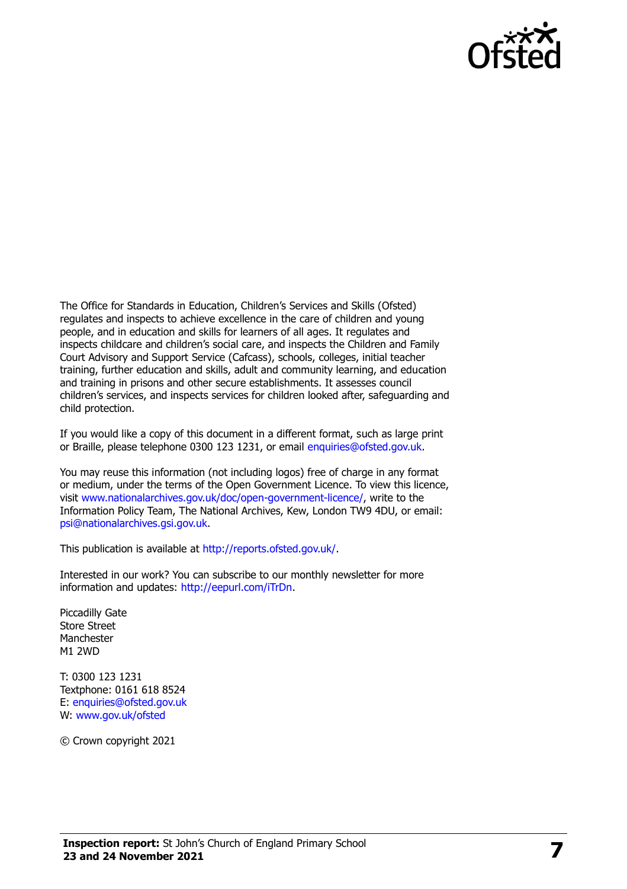The Office for Standards in Education, Children's Services and Skills (Ofsted) regulates and inspects to achieve excellence in the care of children and young people, and in education and skills for learners of all ages. It regulates and inspects childcare and children's social care, and inspects the Children and Family Court Advisory and Support Service (Cafcass), schools, colleges, initial teacher training, further education and skills, adult and community learning, and education and training in prisons and other secure establishments. It assesses council children's services, and inspects services for children looked after, safeguarding and child protection.

If you would like a copy of this document in a different format, such as large print or Braille, please telephone 0300 123 1231, or email enquiries@ofsted.gov.uk.

You may reuse this information (not including logos) free of charge in any format or medium, under the terms of the Open Government Licence. To view this licence, visit www.nationalarchives.gov.uk/doc/open-government-licence/, write to the Information Policy Team, The National Archives, Kew, London TW9 4DU, or email: psi@nationalarchives.gsi.gov.uk.

This publication is available at http://reports.ofsted.gov.uk/.

Interested in our work? You can subscribe to our monthly newsletter for more information and updates: http://eepurl.com/iTrDn.

Piccadilly Gate
Store Street
Manchester
M1 2WD

T: 0300 123 1231
Textphone: 0161 618 8524
E: enquiries@ofsted.gov.uk
W: www.gov.uk/ofsted

© Crown copyright 2021